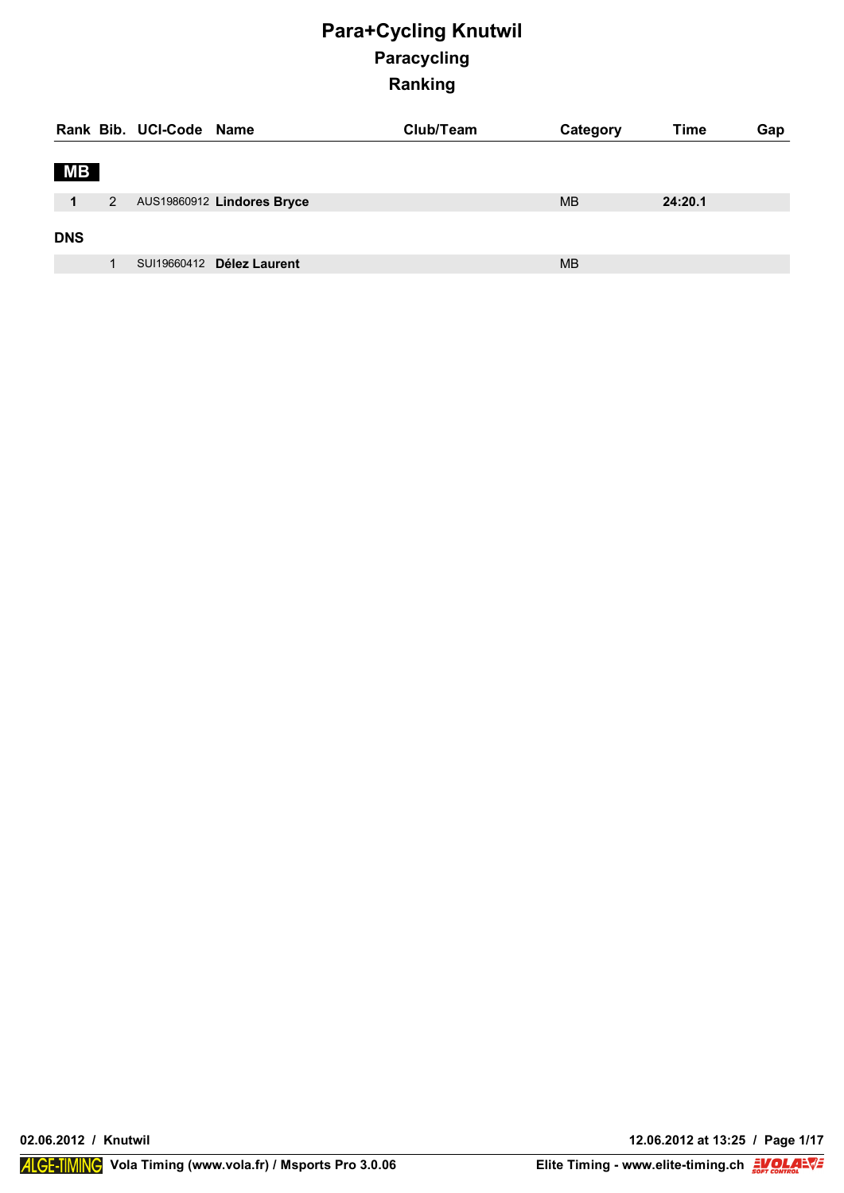# Para+Cycling Knutwil

## Paracycling

## Ranking

| Rank | Bib. | UCI-Code | Name | Club/Team | Category | Time | Gap |
|---|---|---|---|---|---|---|---|
| **MB** | | | | | | | |
| **1** | 2 | AUS19860912 | **Lindores Bryce** | | MB | **24:20.1** | |
| **DNS** | | | | | | | |
| | 1 | SUI19660412 | **Délez Laurent** | | MB | | |

02.06.2012 / Knutwil

12.06.2012 at 13:25

Vola Timing (www.vola.fr) / Msports Pro 3.0.06

Elite Timing - www.elite-timing.ch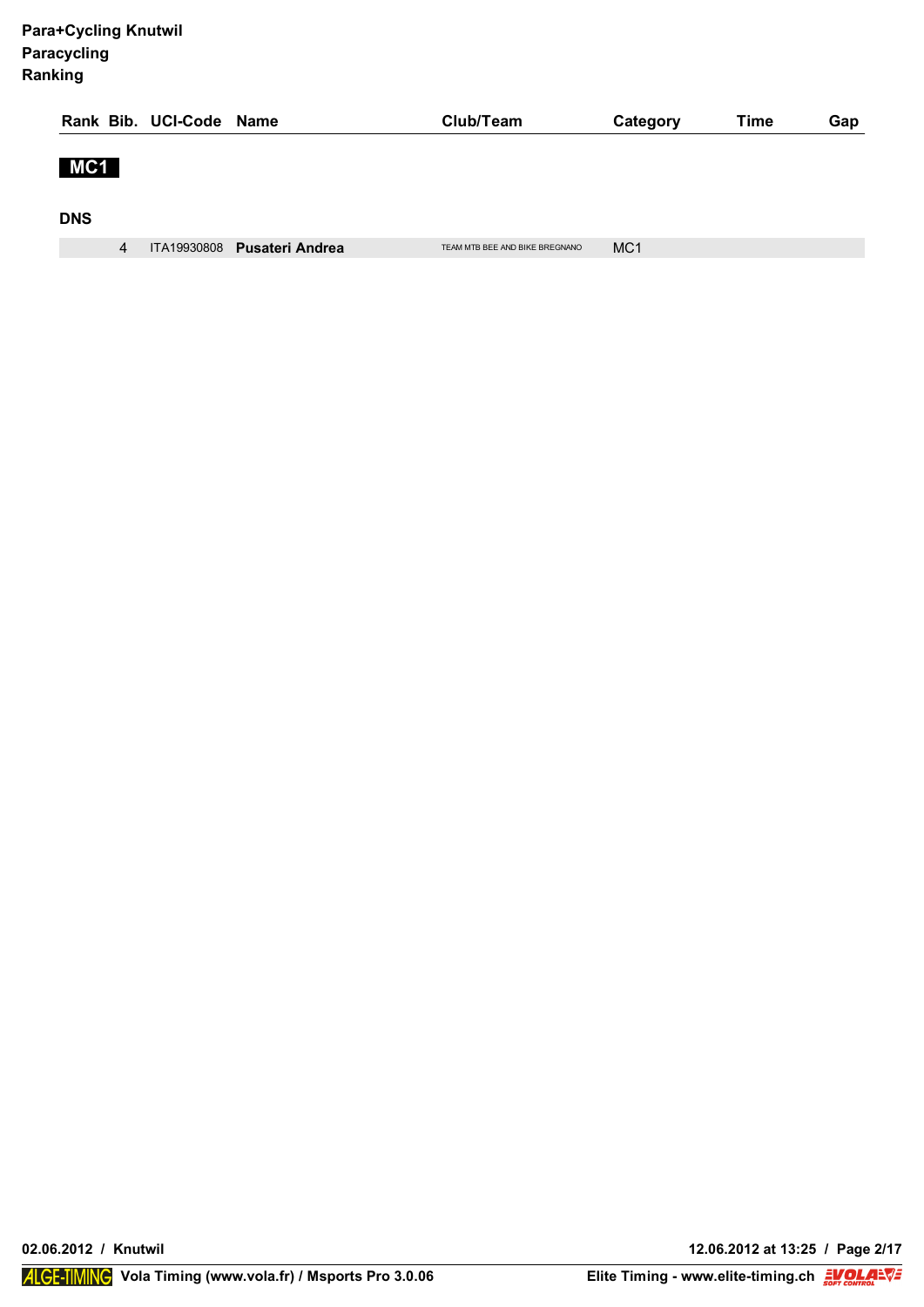**Para+Cycling Knutwil**
**Paracycling**
**Ranking**

| Rank | Bib. | UCI-Code | Name | Club/Team | Category | Time | Gap |
|---|---|---|---|---|---|---|---|

## MC1

### DNS

| Rank | Bib. | UCI-Code | Name | Club/Team | Category | Time | Gap |
|---|---|---|---|---|---|---|---|
| | 4 | ITA19930808 | **Pusateri Andrea** | TEAM MTB BEE AND BIKE BREGNANO | MC1 | | |

02.06.2012 / Knutwil

12.06.2012 at 13:25

Vola Timing (www.vola.fr) / Msports Pro 3.0.06

Elite Timing - www.elite-timing.ch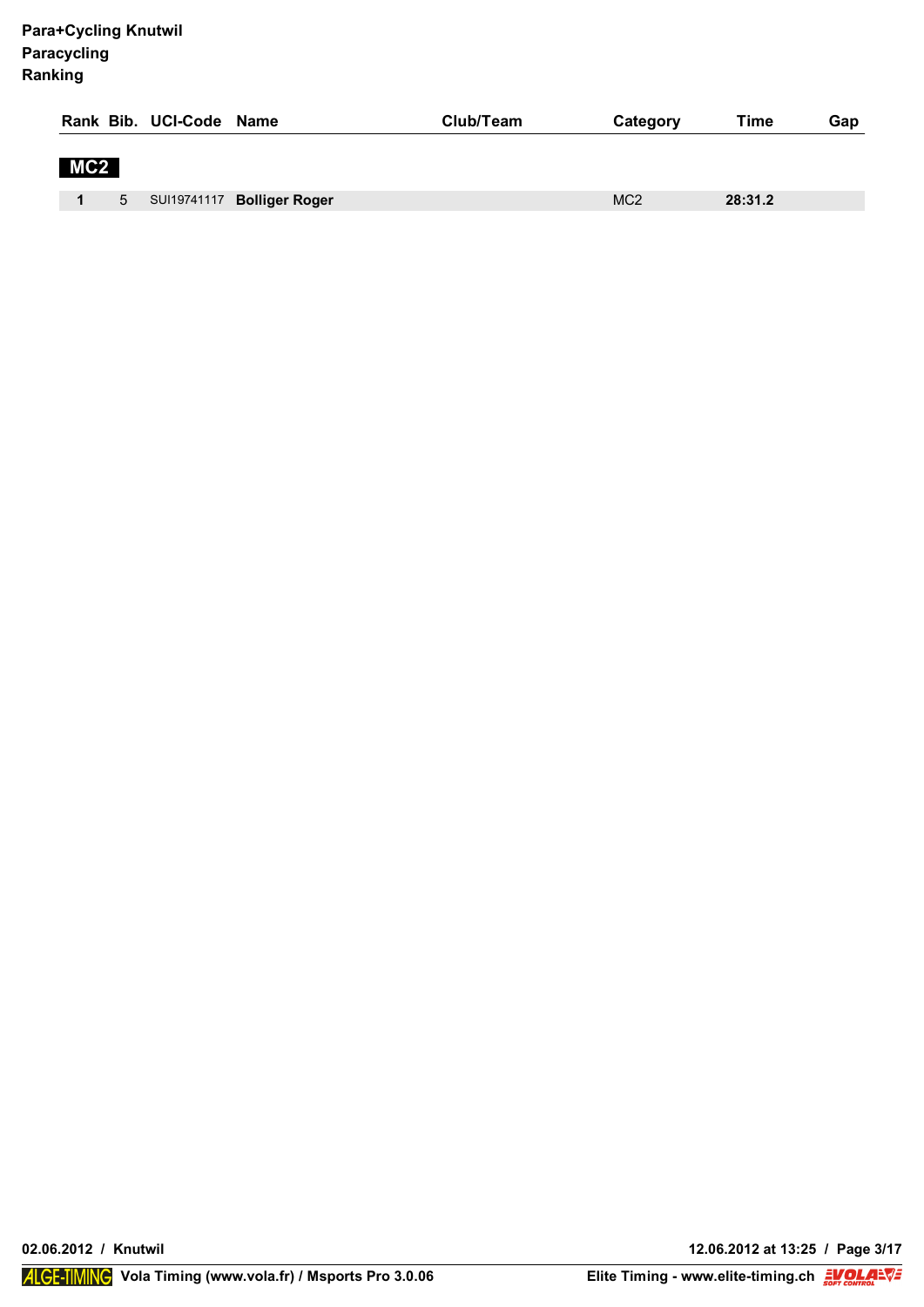**Para+Cycling Knutwil**
**Paracycling**
**Ranking**

## MC2

| Rank | Bib. | UCI-Code | Name | Club/Team | Category | Time | Gap |
|---|---|---|---|---|---|---|---|
| **1** | 5 | SUI19741117 | **Bolliger Roger** | | MC2 | **28:31.2** | |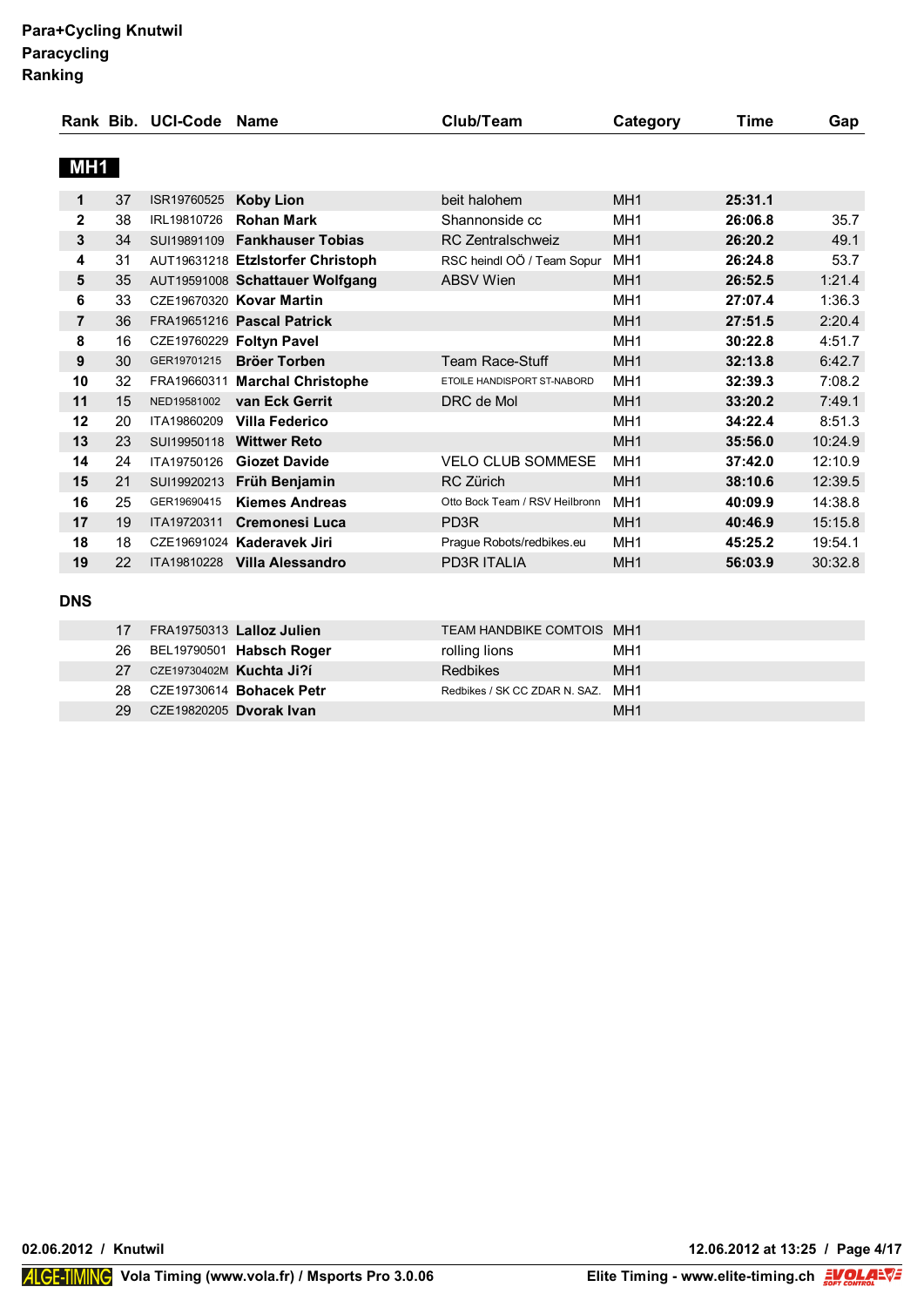**Para+Cycling Knutwil**
**Paracycling**
**Ranking**

## MH1

| Rank | Bib. | UCI-Code | Name | Club/Team | Category | Time | Gap |
|---|---|---|---|---|---|---|---|
| 1 | 37 | ISR19760525 | **Koby Lion** | beit halohem | MH1 | **25:31.1** | |
| 2 | 38 | IRL19810726 | **Rohan Mark** | Shannonside cc | MH1 | **26:06.8** | 35.7 |
| 3 | 34 | SUI19891109 | **Fankhauser Tobias** | RC Zentralschweiz | MH1 | **26:20.2** | 49.1 |
| 4 | 31 | AUT19631218 | **Etzlstorfer Christoph** | RSC heindl OÖ / Team Sopur | MH1 | **26:24.8** | 53.7 |
| 5 | 35 | AUT19591008 | **Schattauer Wolfgang** | ABSV Wien | MH1 | **26:52.5** | 1:21.4 |
| 6 | 33 | CZE19670320 | **Kovar Martin** | | MH1 | **27:07.4** | 1:36.3 |
| 7 | 36 | FRA19651216 | **Pascal Patrick** | | MH1 | **27:51.5** | 2:20.4 |
| 8 | 16 | CZE19760229 | **Foltyn Pavel** | | MH1 | **30:22.8** | 4:51.7 |
| 9 | 30 | GER19701215 | **Bröer Torben** | Team Race-Stuff | MH1 | **32:13.8** | 6:42.7 |
| 10 | 32 | FRA19660311 | **Marchal Christophe** | ETOILE HANDISPORT ST-NABORD | MH1 | **32:39.3** | 7:08.2 |
| 11 | 15 | NED19581002 | **van Eck Gerrit** | DRC de Mol | MH1 | **33:20.2** | 7:49.1 |
| 12 | 20 | ITA19860209 | **Villa Federico** | | MH1 | **34:22.4** | 8:51.3 |
| 13 | 23 | SUI19950118 | **Wittwer Reto** | | MH1 | **35:56.0** | 10:24.9 |
| 14 | 24 | ITA19750126 | **Giozet Davide** | VELO CLUB SOMMESE | MH1 | **37:42.0** | 12:10.9 |
| 15 | 21 | SUI19920213 | **Früh Benjamin** | RC Zürich | MH1 | **38:10.6** | 12:39.5 |
| 16 | 25 | GER19690415 | **Kiemes Andreas** | Otto Bock Team / RSV Heilbronn | MH1 | **40:09.9** | 14:38.8 |
| 17 | 19 | ITA19720311 | **Cremonesi Luca** | PD3R | MH1 | **40:46.9** | 15:15.8 |
| 18 | 18 | CZE19691024 | **Kaderavek Jiri** | Prague Robots/redbikes.eu | MH1 | **45:25.2** | 19:54.1 |
| 19 | 22 | ITA19810228 | **Villa Alessandro** | PD3R ITALIA | MH1 | **56:03.9** | 30:32.8 |

### DNS

| Rank | Bib. | UCI-Code | Name | Club/Team | Category | Time | Gap |
|---|---|---|---|---|---|---|---|
| | 17 | FRA19750313 | **Lalloz Julien** | TEAM HANDBIKE COMTOIS | MH1 | | |
| | 26 | BEL19790501 | **Habsch Roger** | rolling lions | MH1 | | |
| | 27 | CZE19730402M | **Kuchta Ji?í** | Redbikes | MH1 | | |
| | 28 | CZE19730614 | **Bohacek Petr** | Redbikes / SK CC ZDAR N. SAZ. | MH1 | | |
| | 29 | CZE19820205 | **Dvorak Ivan** | | MH1 | | |

**02.06.2012 / Knutwil** **12.06.2012 at 13:25**

ALGE-TIMING **Vola Timing (www.vola.fr) / Msports Pro 3.0.06** **Elite Timing - www.elite-timing.ch**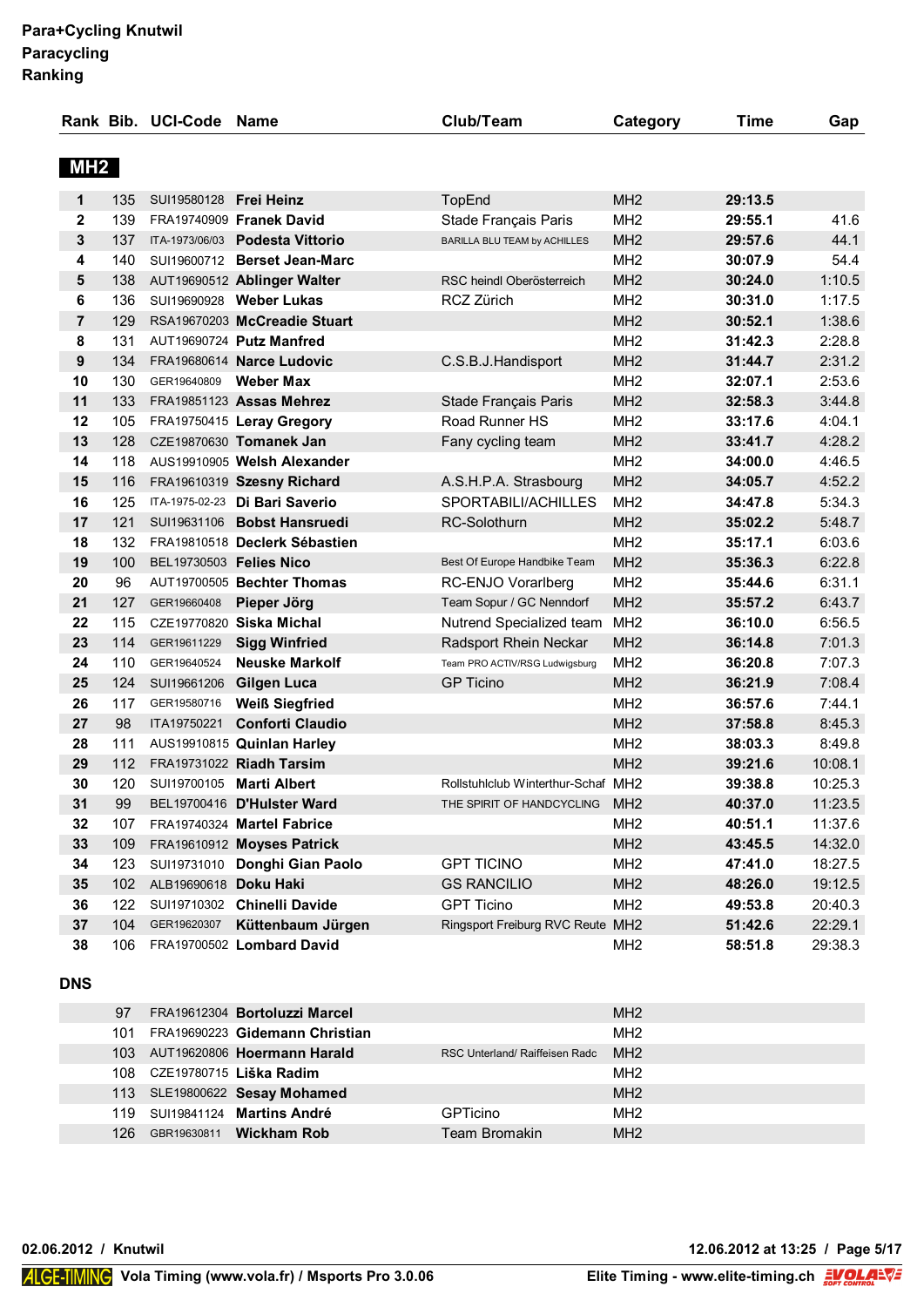**Para+Cycling Knutwil**
**Paracycling**
**Ranking**

## MH2

| Rank | Bib. | UCI-Code | Name | Club/Team | Category | Time | Gap |
|---|---|---|---|---|---|---|---|
| 1 | 135 | SUI19580128 | **Frei Heinz** | TopEnd | MH2 | **29:13.5** | |
| 2 | 139 | FRA19740909 | **Franek David** | Stade Français Paris | MH2 | **29:55.1** | 41.6 |
| 3 | 137 | ITA-1973/06/03 | **Podesta Vittorio** | BARILLA BLU TEAM by ACHILLES | MH2 | **29:57.6** | 44.1 |
| 4 | 140 | SUI19600712 | **Berset Jean-Marc** | | MH2 | **30:07.9** | 54.4 |
| 5 | 138 | AUT19690512 | **Ablinger Walter** | RSC heindl Oberösterreich | MH2 | **30:24.0** | 1:10.5 |
| 6 | 136 | SUI19690928 | **Weber Lukas** | RCZ Zürich | MH2 | **30:31.0** | 1:17.5 |
| 7 | 129 | RSA19670203 | **McCreadie Stuart** | | MH2 | **30:52.1** | 1:38.6 |
| 8 | 131 | AUT19690724 | **Putz Manfred** | | MH2 | **31:42.3** | 2:28.8 |
| 9 | 134 | FRA19680614 | **Narce Ludovic** | C.S.B.J.Handisport | MH2 | **31:44.7** | 2:31.2 |
| 10 | 130 | GER19640809 | **Weber Max** | | MH2 | **32:07.1** | 2:53.6 |
| 11 | 133 | FRA19851123 | **Assas Mehrez** | Stade Français Paris | MH2 | **32:58.3** | 3:44.8 |
| 12 | 105 | FRA19750415 | **Leray Gregory** | Road Runner HS | MH2 | **33:17.6** | 4:04.1 |
| 13 | 128 | CZE19870630 | **Tomanek Jan** | Fany cycling team | MH2 | **33:41.7** | 4:28.2 |
| 14 | 118 | AUS19910905 | **Welsh Alexander** | | MH2 | **34:00.0** | 4:46.5 |
| 15 | 116 | FRA19610319 | **Szesny Richard** | A.S.H.P.A. Strasbourg | MH2 | **34:05.7** | 4:52.2 |
| 16 | 125 | ITA-1975-02-23 | **Di Bari Saverio** | SPORTABILI/ACHILLES | MH2 | **34:47.8** | 5:34.3 |
| 17 | 121 | SUI19631106 | **Bobst Hansruedi** | RC-Solothurn | MH2 | **35:02.2** | 5:48.7 |
| 18 | 132 | FRA19810518 | **Declerk Sébastien** | | MH2 | **35:17.1** | 6:03.6 |
| 19 | 100 | BEL19730503 | **Felies Nico** | Best Of Europe Handbike Team | MH2 | **35:36.3** | 6:22.8 |
| 20 | 96 | AUT19700505 | **Bechter Thomas** | RC-ENJO Vorarlberg | MH2 | **35:44.6** | 6:31.1 |
| 21 | 127 | GER19660408 | **Pieper Jörg** | Team Sopur / GC Nenndorf | MH2 | **35:57.2** | 6:43.7 |
| 22 | 115 | CZE19770820 | **Siska Michal** | Nutrend Specialized team | MH2 | **36:10.0** | 6:56.5 |
| 23 | 114 | GER19611229 | **Sigg Winfried** | Radsport Rhein Neckar | MH2 | **36:14.8** | 7:01.3 |
| 24 | 110 | GER19640524 | **Neuske Markolf** | Team PRO ACTIV/RSG Ludwigsburg | MH2 | **36:20.8** | 7:07.3 |
| 25 | 124 | SUI19661206 | **Gilgen Luca** | GP Ticino | MH2 | **36:21.9** | 7:08.4 |
| 26 | 117 | GER19580716 | **Weiß Siegfried** | | MH2 | **36:57.6** | 7:44.1 |
| 27 | 98 | ITA19750221 | **Conforti Claudio** | | MH2 | **37:58.8** | 8:45.3 |
| 28 | 111 | AUS19910815 | **Quinlan Harley** | | MH2 | **38:03.3** | 8:49.8 |
| 29 | 112 | FRA19731022 | **Riadh Tarsim** | | MH2 | **39:21.6** | 10:08.1 |
| 30 | 120 | SUI19700105 | **Marti Albert** | Rollstuhlclub Winterthur-Schaf | MH2 | **39:38.8** | 10:25.3 |
| 31 | 99 | BEL19700416 | **D'Hulster Ward** | THE SPIRIT OF HANDCYCLING | MH2 | **40:37.0** | 11:23.5 |
| 32 | 107 | FRA19740324 | **Martel Fabrice** | | MH2 | **40:51.1** | 11:37.6 |
| 33 | 109 | FRA19610912 | **Moyses Patrick** | | MH2 | **43:45.5** | 14:32.0 |
| 34 | 123 | SUI19731010 | **Donghi Gian Paolo** | GPT TICINO | MH2 | **47:41.0** | 18:27.5 |
| 35 | 102 | ALB19690618 | **Doku Haki** | GS RANCILIO | MH2 | **48:26.0** | 19:12.5 |
| 36 | 122 | SUI19710302 | **Chinelli Davide** | GPT Ticino | MH2 | **49:53.8** | 20:40.3 |
| 37 | 104 | GER19620307 | **Küttenbaum Jürgen** | Ringsport Freiburg RVC Reute | MH2 | **51:42.6** | 22:29.1 |
| 38 | 106 | FRA19700502 | **Lombard David** | | MH2 | **58:51.8** | 29:38.3 |

### DNS

| Rank | Bib. | UCI-Code | Name | Club/Team | Category | Time | Gap |
|---|---|---|---|---|---|---|---|
| | 97 | FRA19612304 | **Bortoluzzi Marcel** | | MH2 | | |
| | 101 | FRA19690223 | **Gidemann Christian** | | MH2 | | |
| | 103 | AUT19620806 | **Hoermann Harald** | RSC Unterland/ Raiffeisen Radc | MH2 | | |
| | 108 | CZE19780715 | **Liška Radim** | | MH2 | | |
| | 113 | SLE19800622 | **Sesay Mohamed** | | MH2 | | |
| | 119 | SUI19841124 | **Martins André** | GPTicino | MH2 | | |
| | 126 | GBR19630811 | **Wickham Rob** | Team Bromakin | MH2 | | |

**02.06.2012 / Knutwil** — **12.06.2012 at 13:25**

**Vola Timing (www.vola.fr) / Msports Pro 3.0.06** — **Elite Timing - www.elite-timing.ch**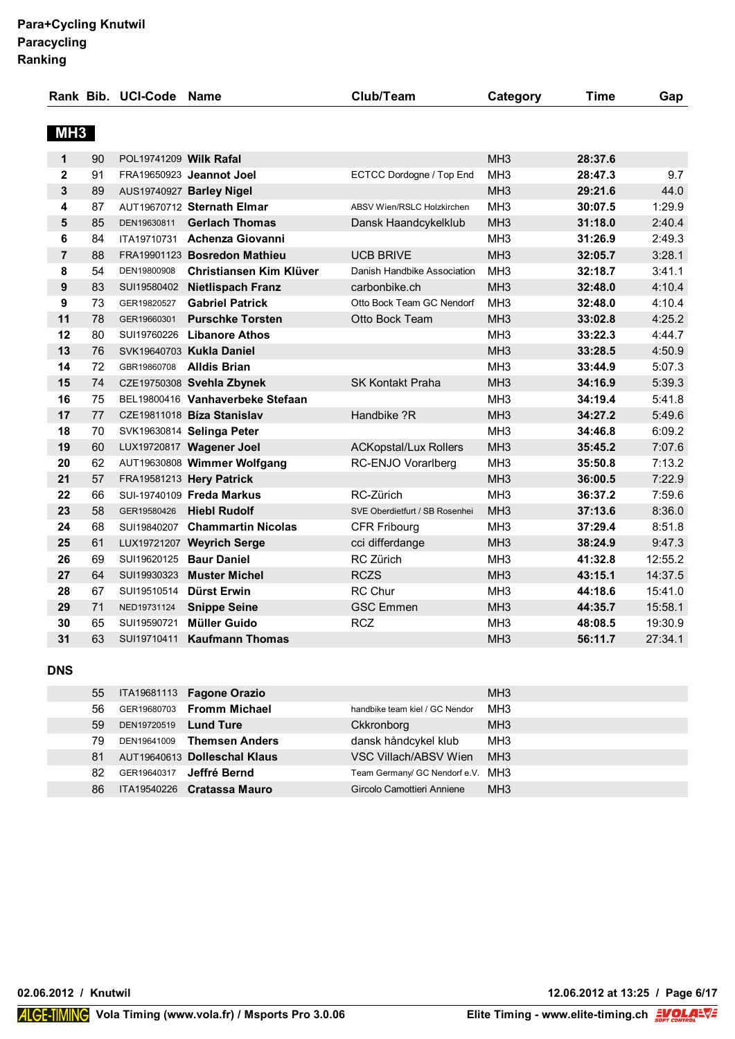**Para+Cycling Knutwil**
**Paracycling**
**Ranking**

## MH3

| Rank | Bib. | UCI-Code | Name | Club/Team | Category | Time | Gap |
|---|---|---|---|---|---|---|---|
| 1 | 90 | POL19741209 | **Wilk Rafal** | | MH3 | **28:37.6** | |
| 2 | 91 | FRA19650923 | **Jeannot Joel** | ECTCC Dordogne / Top End | MH3 | **28:47.3** | 9.7 |
| 3 | 89 | AUS19740927 | **Barley Nigel** | | MH3 | **29:21.6** | 44.0 |
| 4 | 87 | AUT19670712 | **Sternath Elmar** | ABSV Wien/RSLC Holzkirchen | MH3 | **30:07.5** | 1:29.9 |
| 5 | 85 | DEN19630811 | **Gerlach Thomas** | Dansk Haandcykelklub | MH3 | **31:18.0** | 2:40.4 |
| 6 | 84 | ITA19710731 | **Achenza Giovanni** | | MH3 | **31:26.9** | 2:49.3 |
| 7 | 88 | FRA19901123 | **Bosredon Mathieu** | UCB BRIVE | MH3 | **32:05.7** | 3:28.1 |
| 8 | 54 | DEN19800908 | **Christiansen Kim Klüver** | Danish Handbike Association | MH3 | **32:18.7** | 3:41.1 |
| 9 | 83 | SUI19580402 | **Nietlispach Franz** | carbonbike.ch | MH3 | **32:48.0** | 4:10.4 |
| 9 | 73 | GER19820527 | **Gabriel Patrick** | Otto Bock Team GC Nendorf | MH3 | **32:48.0** | 4:10.4 |
| 11 | 78 | GER19660301 | **Purschke Torsten** | Otto Bock Team | MH3 | **33:02.8** | 4:25.2 |
| 12 | 80 | SUI19760226 | **Libanore Athos** | | MH3 | **33:22.3** | 4:44.7 |
| 13 | 76 | SVK19640703 | **Kukla Daniel** | | MH3 | **33:28.5** | 4:50.9 |
| 14 | 72 | GBR19860708 | **Alldis Brian** | | MH3 | **33:44.9** | 5:07.3 |
| 15 | 74 | CZE19750308 | **Svehla Zbynek** | SK Kontakt Praha | MH3 | **34:16.9** | 5:39.3 |
| 16 | 75 | BEL19800416 | **Vanhaverbeke Stefaan** | | MH3 | **34:19.4** | 5:41.8 |
| 17 | 77 | CZE19811018 | **Bíza Stanislav** | Handbike ?R | MH3 | **34:27.2** | 5:49.6 |
| 18 | 70 | SVK19630814 | **Selinga Peter** | | MH3 | **34:46.8** | 6:09.2 |
| 19 | 60 | LUX19720817 | **Wagener Joel** | ACKopstal/Lux Rollers | MH3 | **35:45.2** | 7:07.6 |
| 20 | 62 | AUT19630808 | **Wimmer Wolfgang** | RC-ENJO Vorarlberg | MH3 | **35:50.8** | 7:13.2 |
| 21 | 57 | FRA19581213 | **Hery Patrick** | | MH3 | **36:00.5** | 7:22.9 |
| 22 | 66 | SUI-19740109 | **Freda Markus** | RC-Zürich | MH3 | **36:37.2** | 7:59.6 |
| 23 | 58 | GER19580426 | **Hiebl Rudolf** | SVE Oberdietfurt / SB Rosenhei | MH3 | **37:13.6** | 8:36.0 |
| 24 | 68 | SUI19840207 | **Chammartin Nicolas** | CFR Fribourg | MH3 | **37:29.4** | 8:51.8 |
| 25 | 61 | LUX19721207 | **Weyrich Serge** | cci differdange | MH3 | **38:24.9** | 9:47.3 |
| 26 | 69 | SUI19620125 | **Baur Daniel** | RC Zürich | MH3 | **41:32.8** | 12:55.2 |
| 27 | 64 | SUI19930323 | **Muster Michel** | RCZS | MH3 | **43:15.1** | 14:37.5 |
| 28 | 67 | SUI19510514 | **Dürst Erwin** | RC Chur | MH3 | **44:18.6** | 15:41.0 |
| 29 | 71 | NED19731124 | **Snippe Seine** | GSC Emmen | MH3 | **44:35.7** | 15:58.1 |
| 30 | 65 | SUI19590721 | **Müller Guido** | RCZ | MH3 | **48:08.5** | 19:30.9 |
| 31 | 63 | SUI19710411 | **Kaufmann Thomas** | | MH3 | **56:11.7** | 27:34.1 |

### DNS

| Rank | Bib. | UCI-Code | Name | Club/Team | Category | Time | Gap |
|---|---|---|---|---|---|---|---|
| | 55 | ITA19681113 | **Fagone Orazio** | | MH3 | | |
| | 56 | GER19680703 | **Fromm Michael** | handbike team kiel / GC Nendor | MH3 | | |
| | 59 | DEN19720519 | **Lund Ture** | Ckkronborg | MH3 | | |
| | 79 | DEN19641009 | **Themsen Anders** | dansk håndcykel klub | MH3 | | |
| | 81 | AUT19640613 | **Dolleschal Klaus** | VSC Villach/ABSV Wien | MH3 | | |
| | 82 | GER19640317 | **Jeffré Bernd** | Team Germany/ GC Nendorf e.V. | MH3 | | |
| | 86 | ITA19540226 | **Cratassa Mauro** | Gircolo Camottieri Anniene | MH3 | | |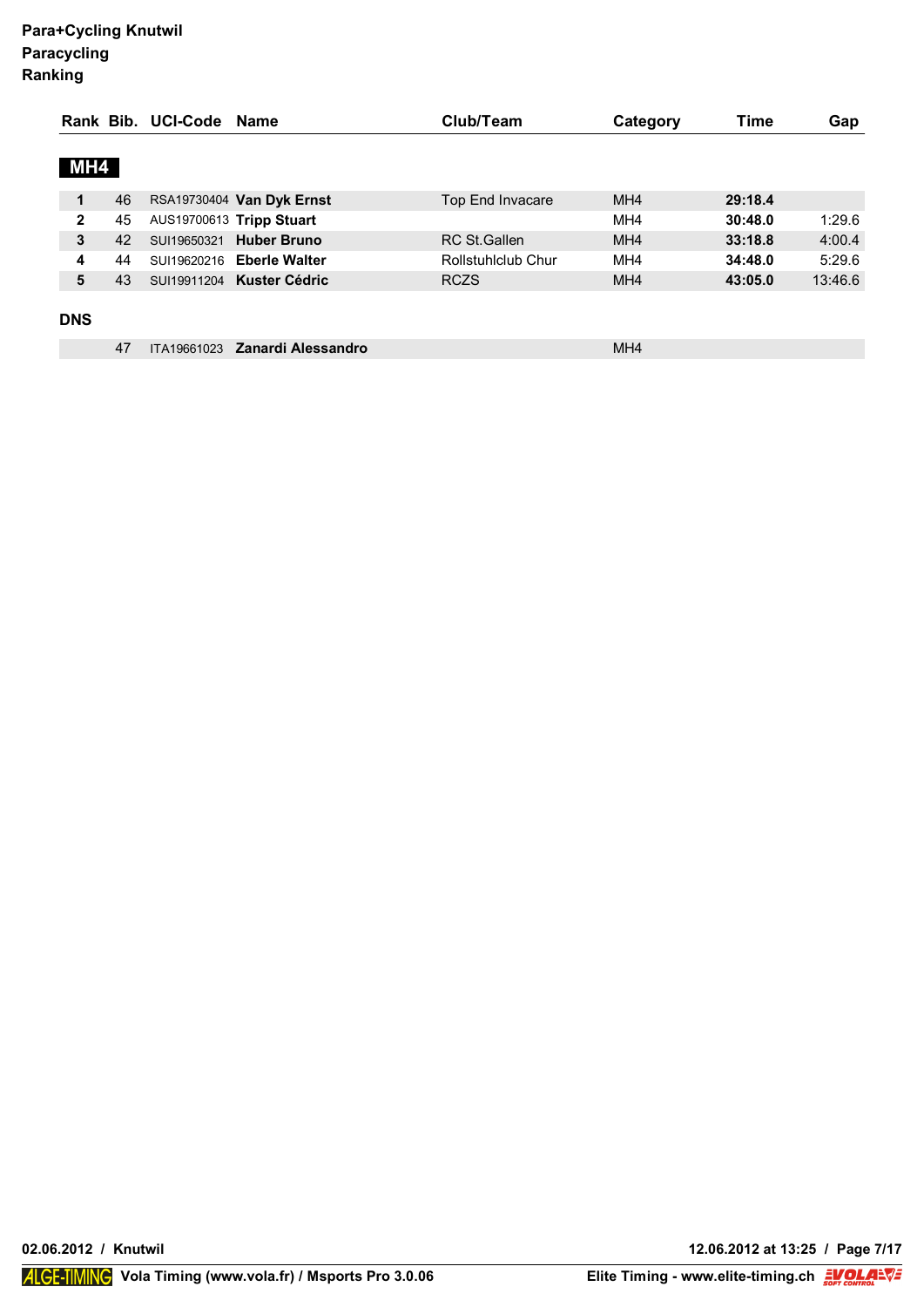**Para+Cycling Knutwil**
**Paracycling**
**Ranking**

| Rank | Bib. | UCI-Code | Name | Club/Team | Category | Time | Gap |
|---|---|---|---|---|---|---|---|
| **MH4** | | | | | | | |
| **1** | 46 | RSA19730404 | **Van Dyk Ernst** | Top End Invacare | MH4 | **29:18.4** | |
| **2** | 45 | AUS19700613 | **Tripp Stuart** | | MH4 | **30:48.0** | 1:29.6 |
| **3** | 42 | SUI19650321 | **Huber Bruno** | RC St.Gallen | MH4 | **33:18.8** | 4:00.4 |
| **4** | 44 | SUI19620216 | **Eberle Walter** | Rollstuhlclub Chur | MH4 | **34:48.0** | 5:29.6 |
| **5** | 43 | SUI19911204 | **Kuster Cédric** | RCZS | MH4 | **43:05.0** | 13:46.6 |
| **DNS** | | | | | | | |
| | 47 | ITA19661023 | **Zanardi Alessandro** | | MH4 | | |

**02.06.2012 / Knutwil** — **12.06.2012 at 13:25**

ALGE-TIMING **Vola Timing (www.vola.fr) / Msports Pro 3.0.06** — **Elite Timing - www.elite-timing.ch**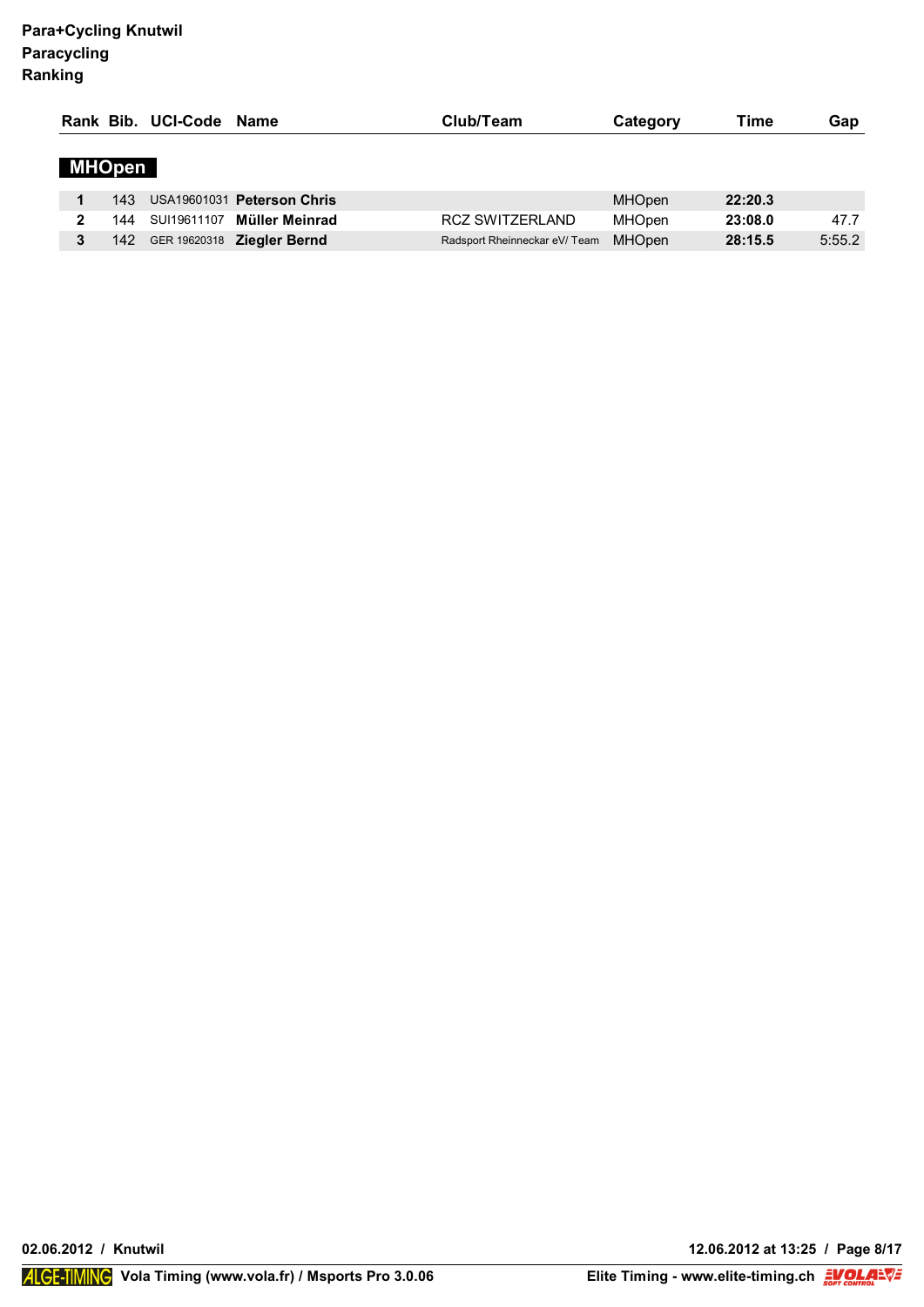**Para+Cycling Knutwil**
**Paracycling**
**Ranking**

| Rank | Bib. | UCI-Code | Name | Club/Team | Category | Time | Gap |
|---|---|---|---|---|---|---|---|
| **MHOpen** | | | | | | | |
| **1** | 143 | USA19601031 | **Peterson Chris** | | MHOpen | **22:20.3** | |
| **2** | 144 | SUI19611107 | **Müller Meinrad** | RCZ SWITZERLAND | MHOpen | **23:08.0** | 47.7 |
| **3** | 142 | GER 19620318 | **Ziegler Bernd** | Radsport Rheinneckar eV/ Team | MHOpen | **28:15.5** | 5:55.2 |

**02.06.2012 / Knutwil** — **12.06.2012 at 13:25**

ALGE-TIMING **Vola Timing (www.vola.fr) / Msports Pro 3.0.06** — **Elite Timing - www.elite-timing.ch**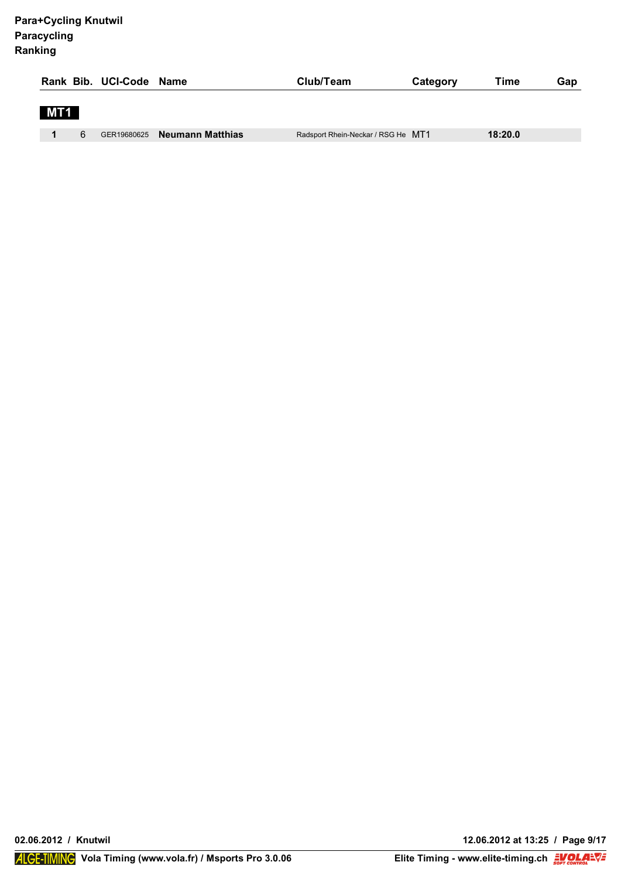**Para+Cycling Knutwil**
**Paracycling**
**Ranking**

| Rank | Bib. | UCI-Code | Name | Club/Team | Category | Time | Gap |
|---|---|---|---|---|---|---|---|
| **MT1** | | | | | | | |
| **1** | 6 | GER19680625 | **Neumann Matthias** | Radsport Rhein-Neckar / RSG He | MT1 | **18:20.0** | |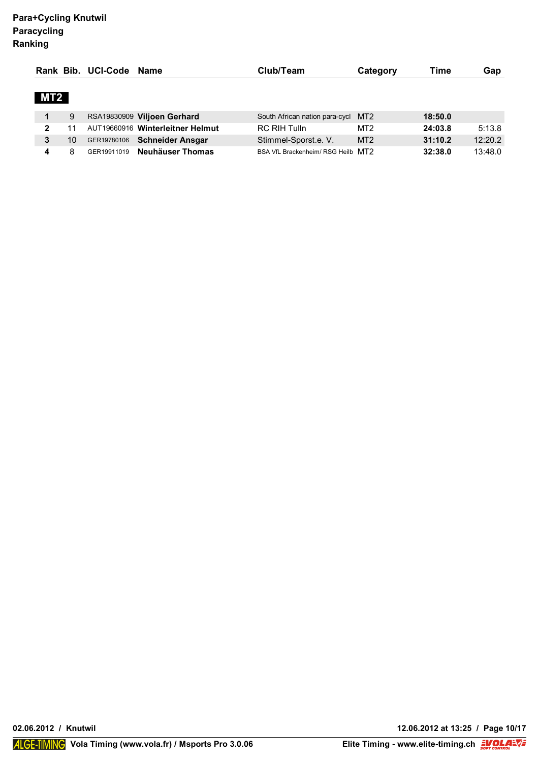**Para+Cycling Knutwil**
**Paracycling**
**Ranking**

## MT2

| Rank | Bib. | UCI-Code | Name | Club/Team | Category | Time | Gap |
|---|---|---|---|---|---|---|---|
| **1** | 9 | RSA19830909 | **Viljoen Gerhard** | South African nation para-cycl | MT2 | **18:50.0** | |
| **2** | 11 | AUT19660916 | **Winterleitner Helmut** | RC RIH Tulln | MT2 | **24:03.8** | 5:13.8 |
| **3** | 10 | GER19780106 | **Schneider Ansgar** | Stimmel-Sporst.e. V. | MT2 | **31:10.2** | 12:20.2 |
| **4** | 8 | GER19911019 | **Neuhäuser Thomas** | BSA VfL Brackenheim/ RSG Heilb | MT2 | **32:38.0** | 13:48.0 |

**02.06.2012 / Knutwil** **12.06.2012 at 13:25**

ALGE-TIMING **Vola Timing (www.vola.fr) / Msports Pro 3.0.06** **Elite Timing - www.elite-timing.ch**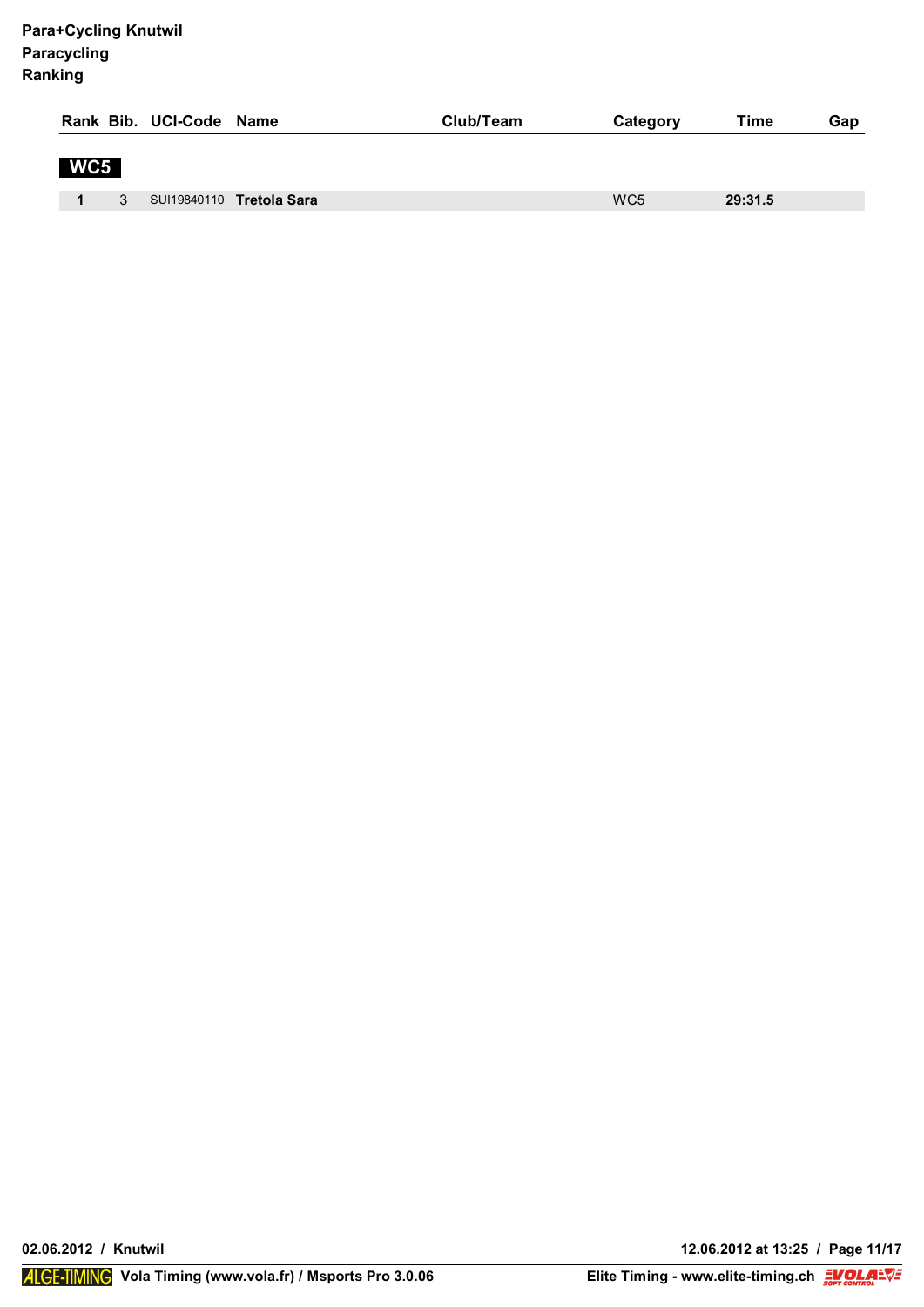**Para+Cycling Knutwil**
**Paracycling**
**Ranking**

| Rank | Bib. | UCI-Code | Name | Club/Team | Category | Time | Gap |
|---|---|---|---|---|---|---|---|
| **WC5** | | | | | | | |
| **1** | 3 | SUI19840110 | **Tretola Sara** | | WC5 | **29:31.5** | |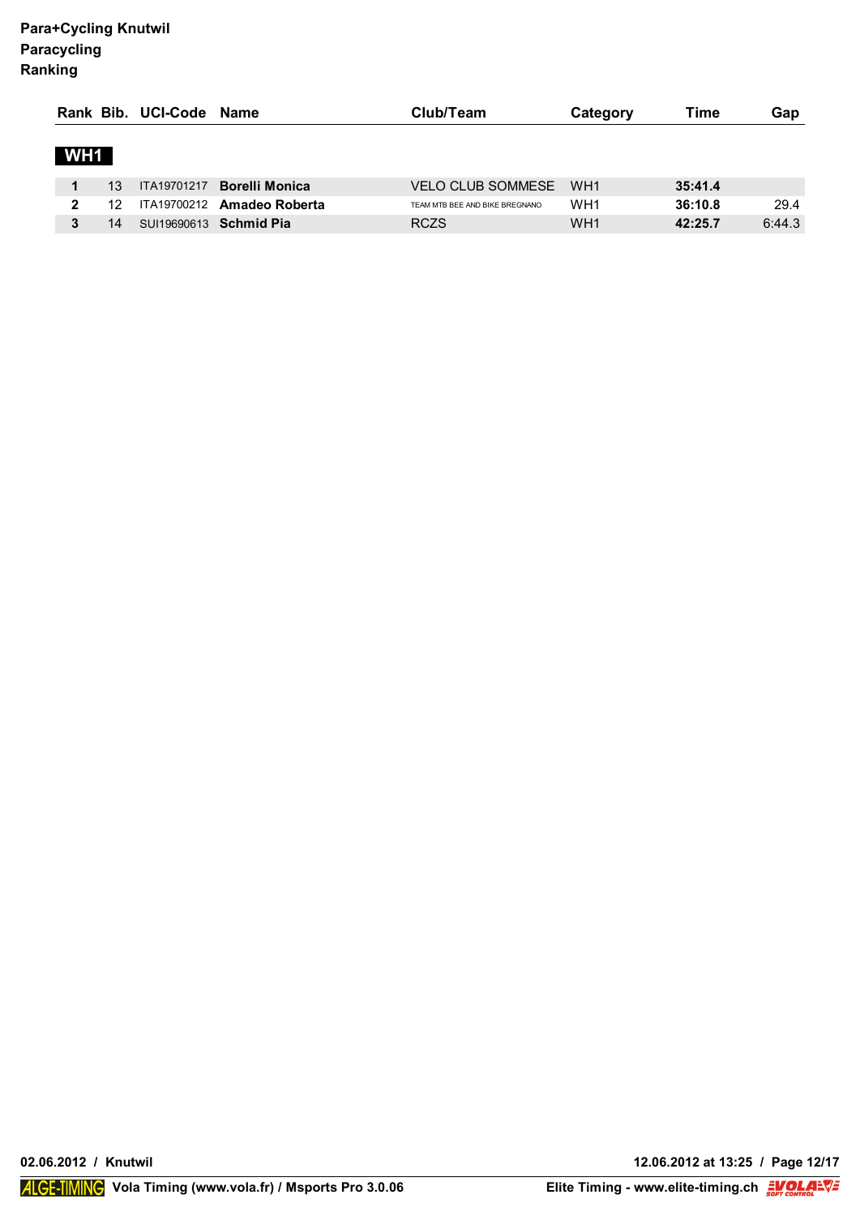**Para+Cycling Knutwil**
**Paracycling**
**Ranking**

| Rank | Bib. | UCI-Code | Name | Club/Team | Category | Time | Gap |
|---|---|---|---|---|---|---|---|
| **WH1** | | | | | | | |
| **1** | 13 | ITA19701217 | **Borelli Monica** | VELO CLUB SOMMESE | WH1 | **35:41.4** | |
| **2** | 12 | ITA19700212 | **Amadeo Roberta** | TEAM MTB BEE AND BIKE BREGNANO | WH1 | **36:10.8** | 29.4 |
| **3** | 14 | SUI19690613 | **Schmid Pia** | RCZS | WH1 | **42:25.7** | 6:44.3 |

**02.06.2012 / Knutwil**

**12.06.2012 at 13:25**

ALGE-TIMING **Vola Timing (www.vola.fr) / Msports Pro 3.0.06**

**Elite Timing - www.elite-timing.ch**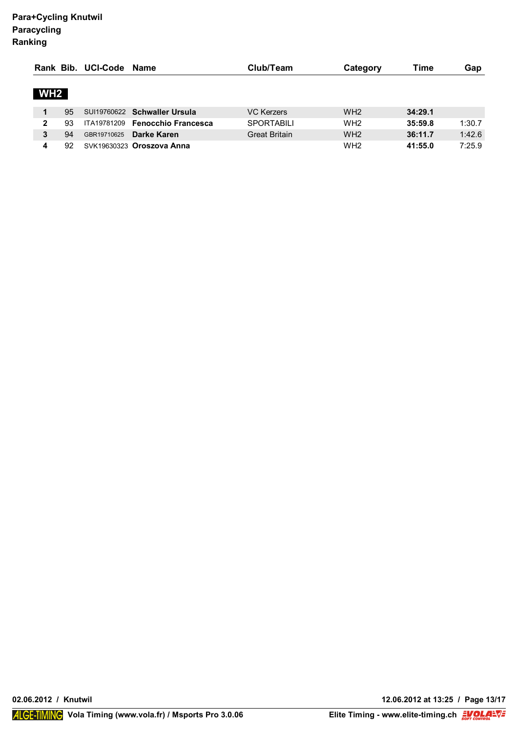**Para+Cycling Knutwil**
**Paracycling**
**Ranking**

| Rank | Bib. | UCI-Code | Name | Club/Team | Category | Time | Gap |
|---|---|---|---|---|---|---|---|
| **WH2** | | | | | | | |
| **1** | 95 | SUI19760622 | **Schwaller Ursula** | VC Kerzers | WH2 | **34:29.1** | |
| **2** | 93 | ITA19781209 | **Fenocchio Francesca** | SPORTABILI | WH2 | **35:59.8** | 1:30.7 |
| **3** | 94 | GBR19710625 | **Darke Karen** | Great Britain | WH2 | **36:11.7** | 1:42.6 |
| **4** | 92 | SVK19630323 | **Oroszova Anna** | | WH2 | **41:55.0** | 7:25.9 |

**02.06.2012 / Knutwil** **12.06.2012 at 13:25**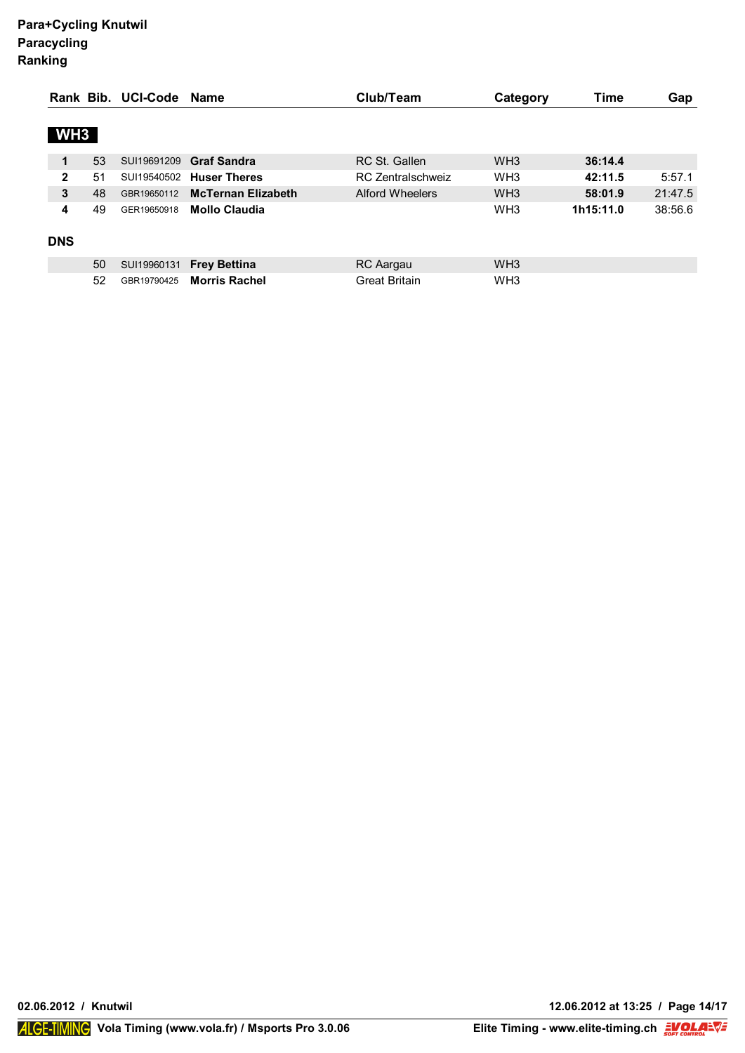**Para+Cycling Knutwil**
**Paracycling**
**Ranking**

| Rank | Bib. | UCI-Code | Name | Club/Team | Category | Time | Gap |
|---|---|---|---|---|---|---|---|
| **WH3** | | | | | | | |
| **1** | 53 | SUI19691209 | **Graf Sandra** | RC St. Gallen | WH3 | **36:14.4** | |
| **2** | 51 | SUI19540502 | **Huser Theres** | RC Zentralschweiz | WH3 | **42:11.5** | 5:57.1 |
| **3** | 48 | GBR19650112 | **McTernan Elizabeth** | Alford Wheelers | WH3 | **58:01.9** | 21:47.5 |
| **4** | 49 | GER19650918 | **Mollo Claudia** | | WH3 | **1h15:11.0** | 38:56.6 |
| **DNS** | | | | | | | |
| | 50 | SUI19960131 | **Frey Bettina** | RC Aargau | WH3 | | |
| | 52 | GBR19790425 | **Morris Rachel** | Great Britain | WH3 | | |

02.06.2012 / Knutwil

12.06.2012 at 13:25

Vola Timing (www.vola.fr) / Msports Pro 3.0.06

Elite Timing - www.elite-timing.ch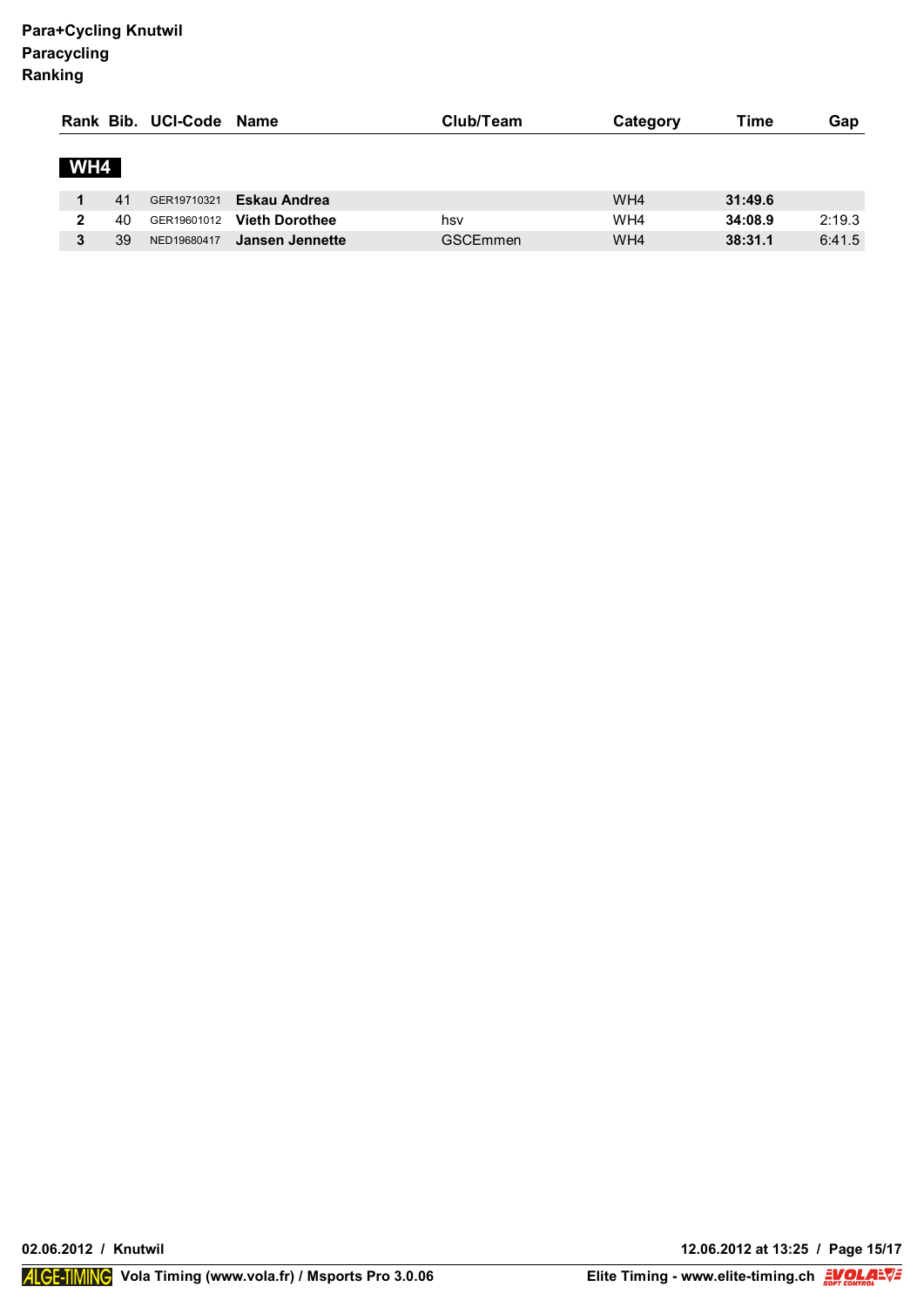**Para+Cycling Knutwil**
**Paracycling**
**Ranking**

| Rank | Bib. | UCI-Code | Name | Club/Team | Category | Time | Gap |
|---|---|---|---|---|---|---|---|
| **WH4** | | | | | | | |
| **1** | 41 | GER19710321 | **Eskau Andrea** | | WH4 | **31:49.6** | |
| **2** | 40 | GER19601012 | **Vieth Dorothee** | hsv | WH4 | **34:08.9** | 2:19.3 |
| **3** | 39 | NED19680417 | **Jansen Jennette** | GSCEmmen | WH4 | **38:31.1** | 6:41.5 |

**02.06.2012 / Knutwil** **12.06.2012 at 13:25**

ALGE-TIMING **Vola Timing (www.vola.fr) / Msports Pro 3.0.06** **Elite Timing - www.elite-timing.ch**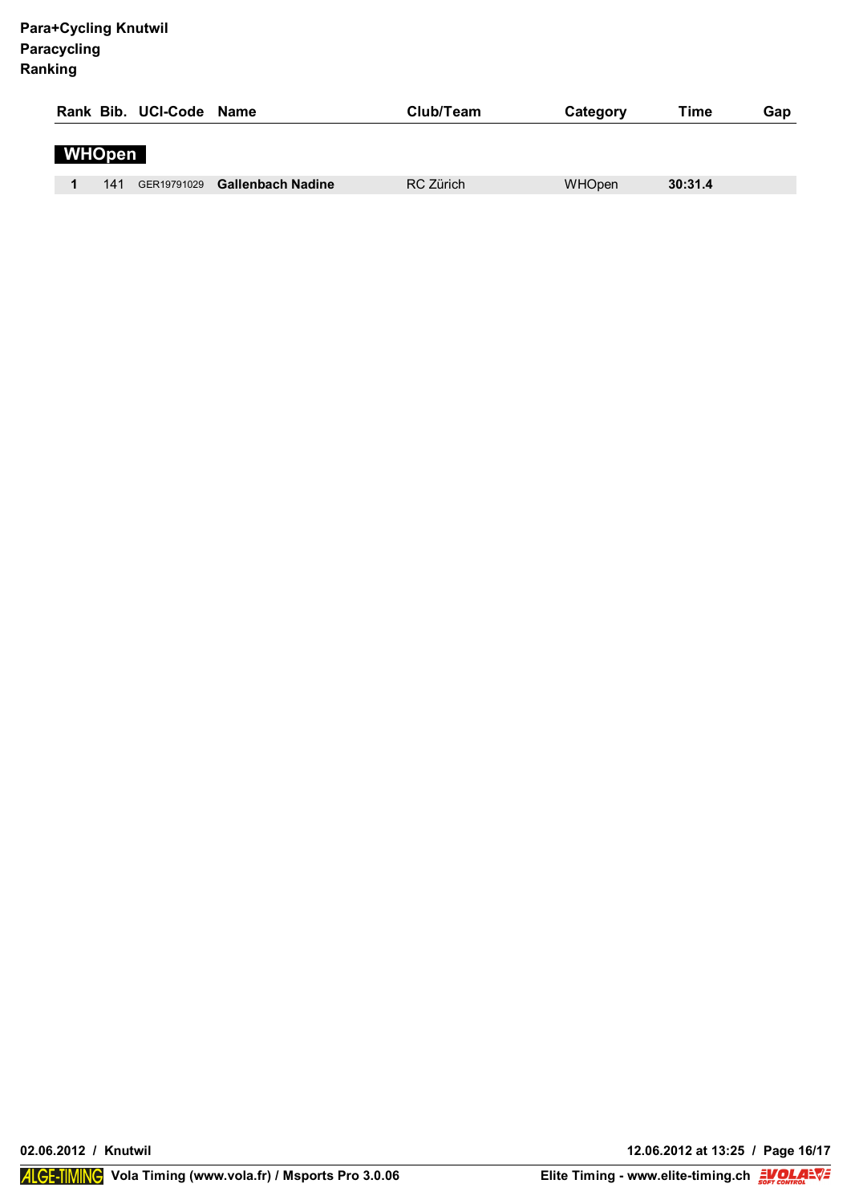**Para+Cycling Knutwil**
**Paracycling**
**Ranking**

| Rank | Bib. | UCI-Code | Name | Club/Team | Category | Time | Gap |
|---|---|---|---|---|---|---|---|
| **WHOpen** | | | | | | | |
| **1** | 141 | GER19791029 | **Gallenbach Nadine** | RC Zürich | WHOpen | **30:31.4** | |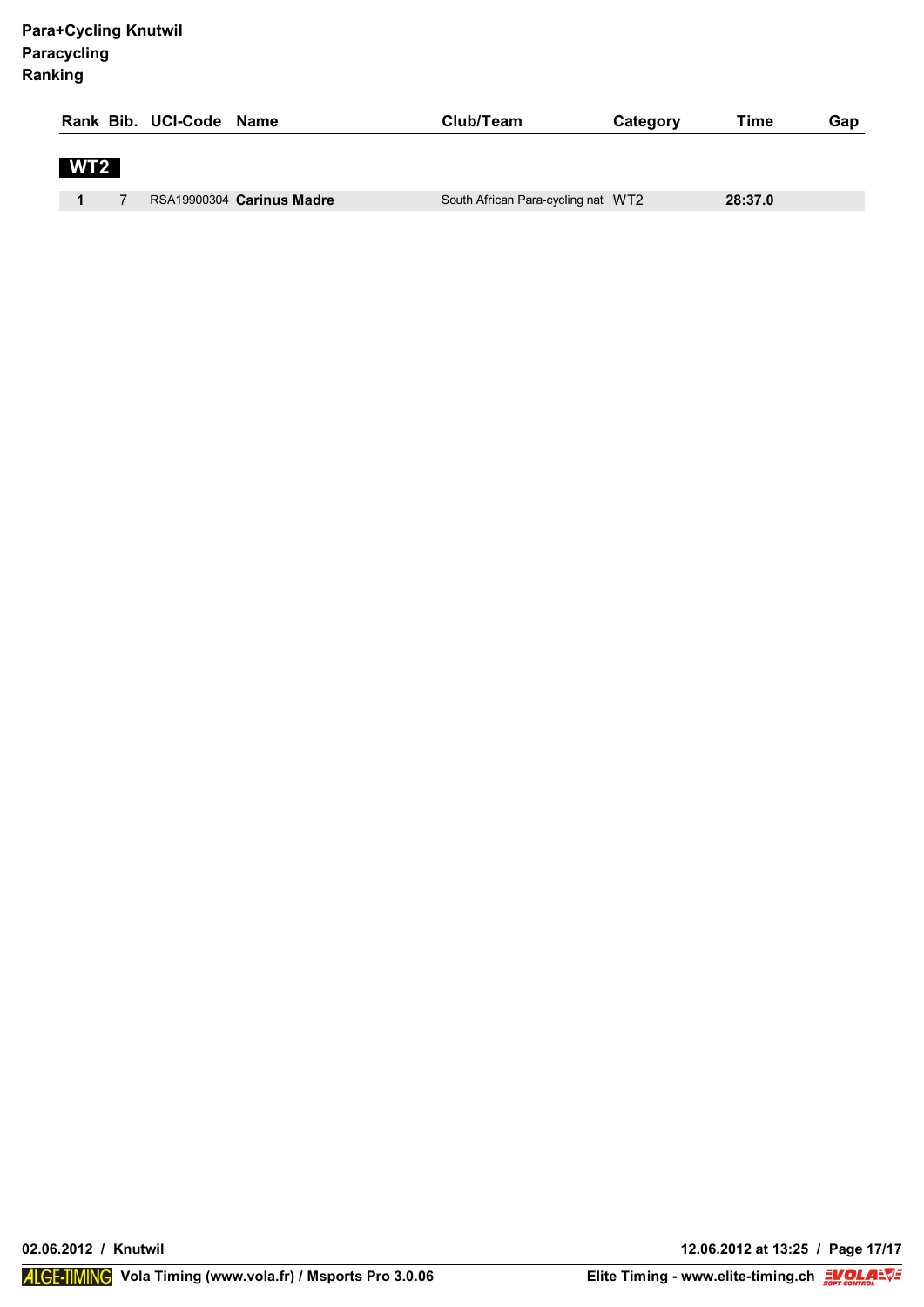**Para+Cycling Knutwil**
**Paracycling**
**Ranking**

| Rank | Bib. | UCI-Code | Name | Club/Team | Category | Time | Gap |
|---|---|---|---|---|---|---|---|
| **WT2** | | | | | | | |
| **1** | 7 | RSA19900304 | **Carinus Madre** | South African Para-cycling nat | WT2 | **28:37.0** | |